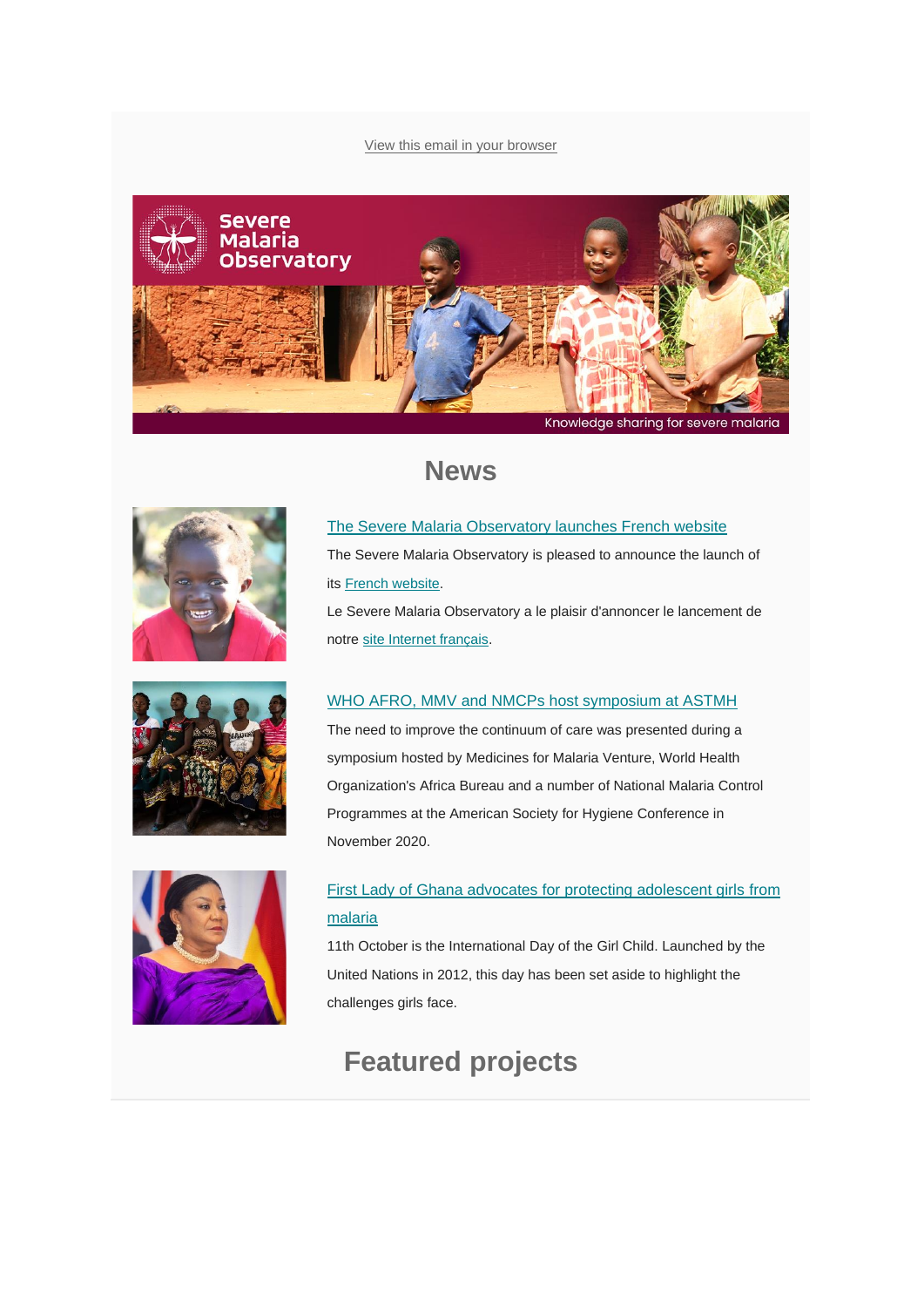View this email in your browser

# News

### The Severe Malaria Observatory launches French website

The Severe Malaria Observatory is pleased to announce the launch of its French website.

Le Severe Malaria Observatory a le plaisir d'annoncer le lancement de notre site Internet français.

### WHO AFRO, MMV and NMCPs host symposium at ASTMH

The need to improve the continuum of care was presented during a symposium hosted by Medicines for Malaria Venture, World Health Organization's Africa Bureau and a number of National Malaria Control Programmes at the American Society for Hygiene Conference in November 2020.

### First Lady of Ghana advocates for protecting adolescent girls from malaria

11th October is the International Day of the Girl Child. Launched by the United Nations in 2012, this day has been set aside to highlight the challenges girls face.

# Featured projects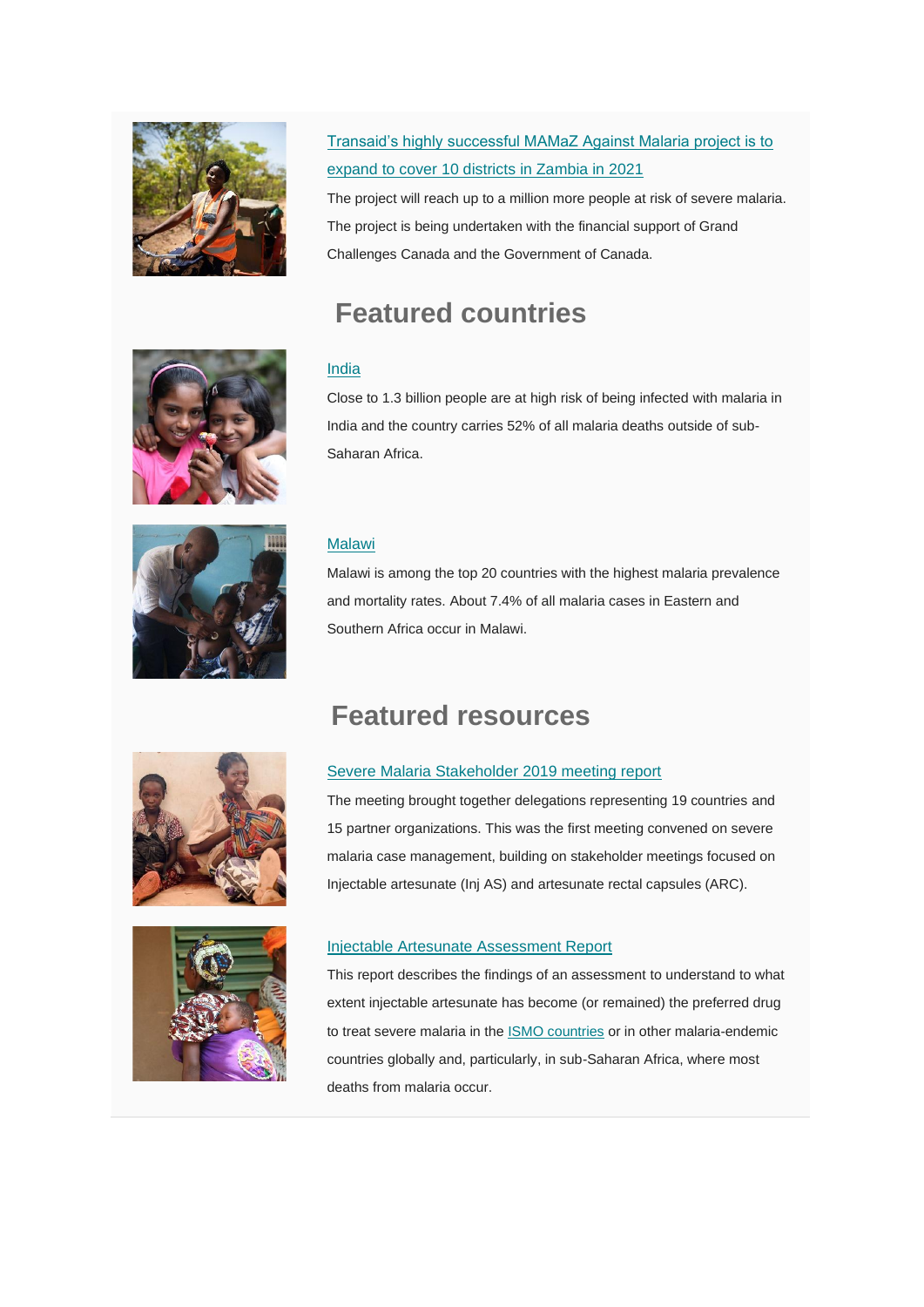[Transaid's highly successful MAMaZ Against Malaria project is to expand to cover 10 districts in Zambia in 2021]

The project will reach up to a million more people at risk of severe malaria. The project is being undertaken with the financial support of Grand Challenges Canada and the Government of Canada.

## Featured countries

[India]

Close to 1.3 billion people are at high risk of being infected with malaria in India and the country carries 52% of all malaria deaths outside of sub-Saharan Africa.

[Malawi]

Malawi is among the top 20 countries with the highest malaria prevalence and mortality rates. About 7.4% of all malaria cases in Eastern and Southern Africa occur in Malawi.

## Featured resources

[Severe Malaria Stakeholder 2019 meeting report]

The meeting brought together delegations representing 19 countries and 15 partner organizations. This was the first meeting convened on severe malaria case management, building on stakeholder meetings focused on Injectable artesunate (Inj AS) and artesunate rectal capsules (ARC).

[Injectable Artesunate Assessment Report]

This report describes the findings of an assessment to understand to what extent injectable artesunate has become (or remained) the preferred drug to treat severe malaria in the [ISMO countries] or in other malaria-endemic countries globally and, particularly, in sub-Saharan Africa, where most deaths from malaria occur.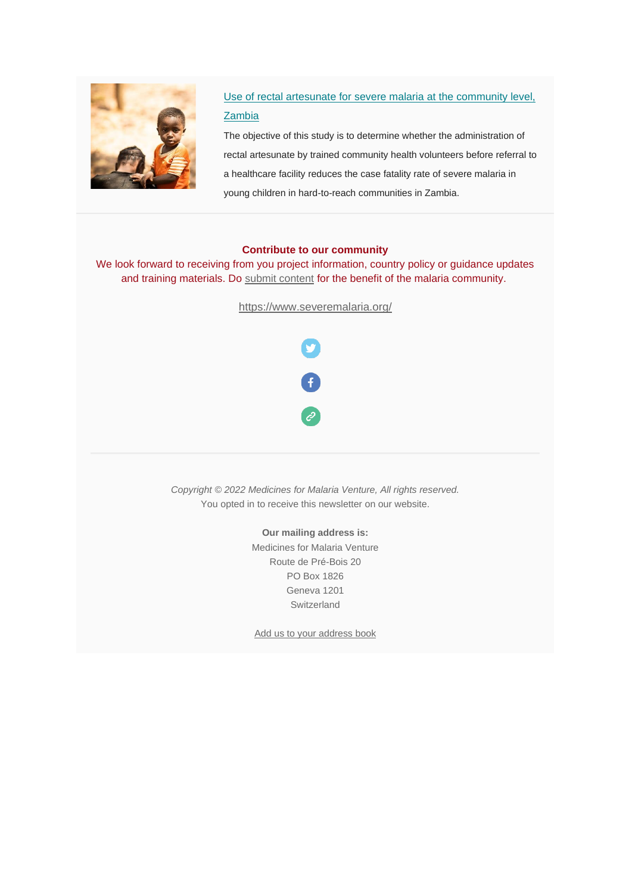[Use of rectal artesunate for severe malaria at the community level, Zambia]

The objective of this study is to determine whether the administration of rectal artesunate by trained community health volunteers before referral to a healthcare facility reduces the case fatality rate of severe malaria in young children in hard-to-reach communities in Zambia.

**Contribute to our community**

We look forward to receiving from you project information, country policy or guidance updates and training materials. Do submit content for the benefit of the malaria community.

https://www.severemalaria.org/

*Copyright © 2022 Medicines for Malaria Venture, All rights reserved.*
You opted in to receive this newsletter on our website.

**Our mailing address is:**
Medicines for Malaria Venture
Route de Pré-Bois 20
PO Box 1826
Geneva 1201
Switzerland

Add us to your address book